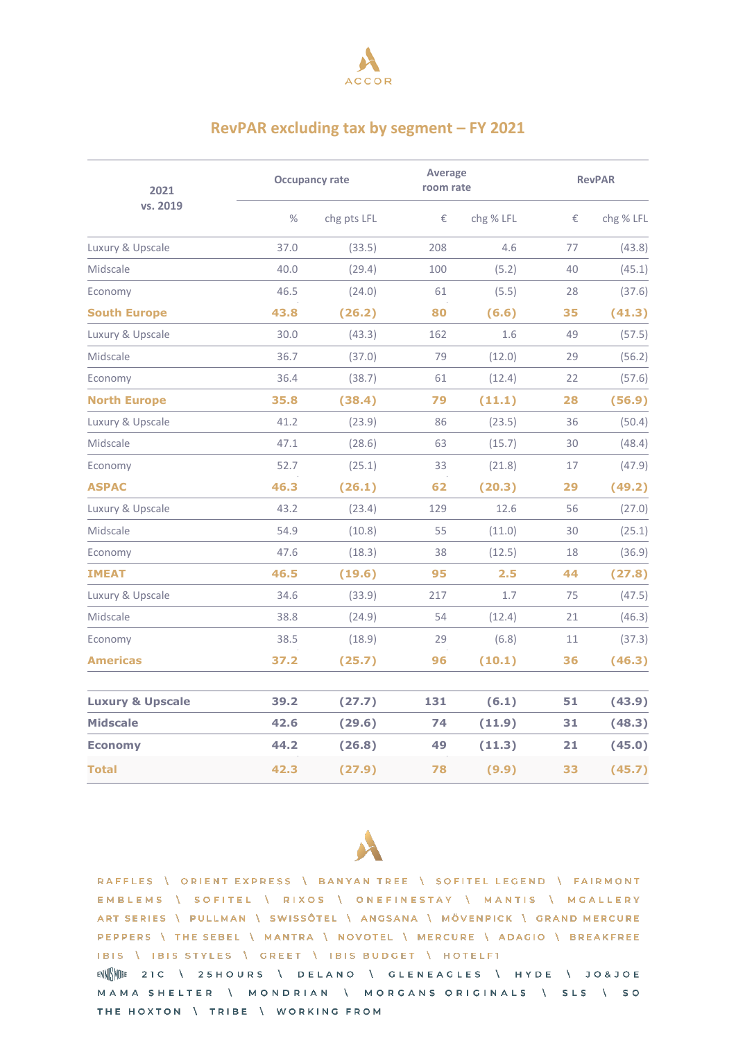ACCOR

# RevPAR excluding tax by segment – FY 2021

| 2021 vs. 2019 | Occupancy rate | | Average room rate | | RevPAR | |
|---|---|---|---|---|---|---|
| | % | chg pts LFL | € | chg % LFL | € | chg % LFL |
| Luxury & Upscale | 37.0 | (33.5) | 208 | 4.6 | 77 | (43.8) |
| Midscale | 40.0 | (29.4) | 100 | (5.2) | 40 | (45.1) |
| Economy | 46.5 | (24.0) | 61 | (5.5) | 28 | (37.6) |
| **South Europe** | **43.8** | **(26.2)** | **80** | **(6.6)** | **35** | **(41.3)** |
| Luxury & Upscale | 30.0 | (43.3) | 162 | 1.6 | 49 | (57.5) |
| Midscale | 36.7 | (37.0) | 79 | (12.0) | 29 | (56.2) |
| Economy | 36.4 | (38.7) | 61 | (12.4) | 22 | (57.6) |
| **North Europe** | **35.8** | **(38.4)** | **79** | **(11.1)** | **28** | **(56.9)** |
| Luxury & Upscale | 41.2 | (23.9) | 86 | (23.5) | 36 | (50.4) |
| Midscale | 47.1 | (28.6) | 63 | (15.7) | 30 | (48.4) |
| Economy | 52.7 | (25.1) | 33 | (21.8) | 17 | (47.9) |
| **ASPAC** | **46.3** | **(26.1)** | **62** | **(20.3)** | **29** | **(49.2)** |
| Luxury & Upscale | 43.2 | (23.4) | 129 | 12.6 | 56 | (27.0) |
| Midscale | 54.9 | (10.8) | 55 | (11.0) | 30 | (25.1) |
| Economy | 47.6 | (18.3) | 38 | (12.5) | 18 | (36.9) |
| **IMEAT** | **46.5** | **(19.6)** | **95** | **2.5** | **44** | **(27.8)** |
| Luxury & Upscale | 34.6 | (33.9) | 217 | 1.7 | 75 | (47.5) |
| Midscale | 38.8 | (24.9) | 54 | (12.4) | 21 | (46.3) |
| Economy | 38.5 | (18.9) | 29 | (6.8) | 11 | (37.3) |
| **Americas** | **37.2** | **(25.7)** | **96** | **(10.1)** | **36** | **(46.3)** |
| **Luxury & Upscale** | **39.2** | **(27.7)** | **131** | **(6.1)** | **51** | **(43.9)** |
| **Midscale** | **42.6** | **(29.6)** | **74** | **(11.9)** | **31** | **(48.3)** |
| **Economy** | **44.2** | **(26.8)** | **49** | **(11.3)** | **21** | **(45.0)** |
| **Total** | **42.3** | **(27.9)** | **78** | **(9.9)** | **33** | **(45.7)** |

RAFFLES \ ORIENT EXPRESS \ BANYAN TREE \ SOFITEL LEGEND \ FAIRMONT
EMBLEMS \ SOFITEL \ RIXOS \ ONEFINESTAY \ MANTIS \ MGALLERY
ART SERIES \ PULLMAN \ SWISSÔTEL \ ANGSANA \ MÖVENPICK \ GRAND MERCURE
PEPPERS \ THE SEBEL \ MANTRA \ NOVOTEL \ MERCURE \ ADAGIO \ BREAKFREE
IBIS \ IBIS STYLES \ GREET \ IBIS BUDGET \ HOTELF1
ENNISMORE 21C \ 25HOURS \ DELANO \ GLENEAGLES \ HYDE \ JO&JOE
MAMA SHELTER \ MONDRIAN \ MORGANS ORIGINALS \ SLS \ SO
THE HOXTON \ TRIBE \ WORKING FROM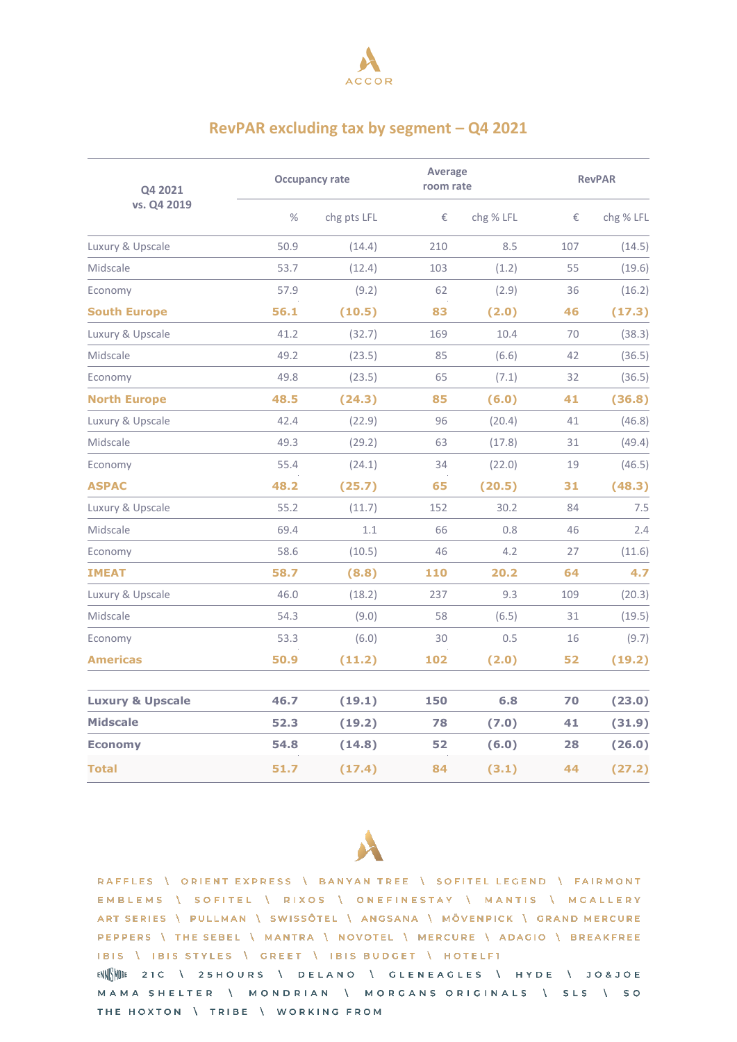ACCOR

## RevPAR excluding tax by segment – Q4 2021

| Q4 2021 vs. Q4 2019 | Occupancy rate | | Average room rate | | RevPAR | |
|---|---|---|---|---|---|---|
| | % | chg pts LFL | € | chg % LFL | € | chg % LFL |
| Luxury & Upscale | 50.9 | (14.4) | 210 | 8.5 | 107 | (14.5) |
| Midscale | 53.7 | (12.4) | 103 | (1.2) | 55 | (19.6) |
| Economy | 57.9 | (9.2) | 62 | (2.9) | 36 | (16.2) |
| **South Europe** | **56.1** | **(10.5)** | **83** | **(2.0)** | **46** | **(17.3)** |
| Luxury & Upscale | 41.2 | (32.7) | 169 | 10.4 | 70 | (38.3) |
| Midscale | 49.2 | (23.5) | 85 | (6.6) | 42 | (36.5) |
| Economy | 49.8 | (23.5) | 65 | (7.1) | 32 | (36.5) |
| **North Europe** | **48.5** | **(24.3)** | **85** | **(6.0)** | **41** | **(36.8)** |
| Luxury & Upscale | 42.4 | (22.9) | 96 | (20.4) | 41 | (46.8) |
| Midscale | 49.3 | (29.2) | 63 | (17.8) | 31 | (49.4) |
| Economy | 55.4 | (24.1) | 34 | (22.0) | 19 | (46.5) |
| **ASPAC** | **48.2** | **(25.7)** | **65** | **(20.5)** | **31** | **(48.3)** |
| Luxury & Upscale | 55.2 | (11.7) | 152 | 30.2 | 84 | 7.5 |
| Midscale | 69.4 | 1.1 | 66 | 0.8 | 46 | 2.4 |
| Economy | 58.6 | (10.5) | 46 | 4.2 | 27 | (11.6) |
| **IMEAT** | **58.7** | **(8.8)** | **110** | **20.2** | **64** | **4.7** |
| Luxury & Upscale | 46.0 | (18.2) | 237 | 9.3 | 109 | (20.3) |
| Midscale | 54.3 | (9.0) | 58 | (6.5) | 31 | (19.5) |
| Economy | 53.3 | (6.0) | 30 | 0.5 | 16 | (9.7) |
| **Americas** | **50.9** | **(11.2)** | **102** | **(2.0)** | **52** | **(19.2)** |
| **Luxury & Upscale** | **46.7** | **(19.1)** | **150** | **6.8** | **70** | **(23.0)** |
| **Midscale** | **52.3** | **(19.2)** | **78** | **(7.0)** | **41** | **(31.9)** |
| **Economy** | **54.8** | **(14.8)** | **52** | **(6.0)** | **28** | **(26.0)** |
| **Total** | **51.7** | **(17.4)** | **84** | **(3.1)** | **44** | **(27.2)** |

RAFFLES \ ORIENT EXPRESS \ BANYAN TREE \ SOFITEL LEGEND \ FAIRMONT
EMBLEMS \ SOFITEL \ RIXOS \ ONEFINESTAY \ MANTIS \ MGALLERY
ART SERIES \ PULLMAN \ SWISSÔTEL \ ANGSANA \ MÖVENPICK \ GRAND MERCURE
PEPPERS \ THE SEBEL \ MANTRA \ NOVOTEL \ MERCURE \ ADAGIO \ BREAKFREE
IBIS \ IBIS STYLES \ GREET \ IBIS BUDGET \ HOTELF1
ENNISMORE 21C \ 25HOURS \ DELANO \ GLENEAGLES \ HYDE \ JO&JOE
MAMA SHELTER \ MONDRIAN \ MORGANS ORIGINALS \ SLS \ SO
THE HOXTON \ TRIBE \ WORKING FROM